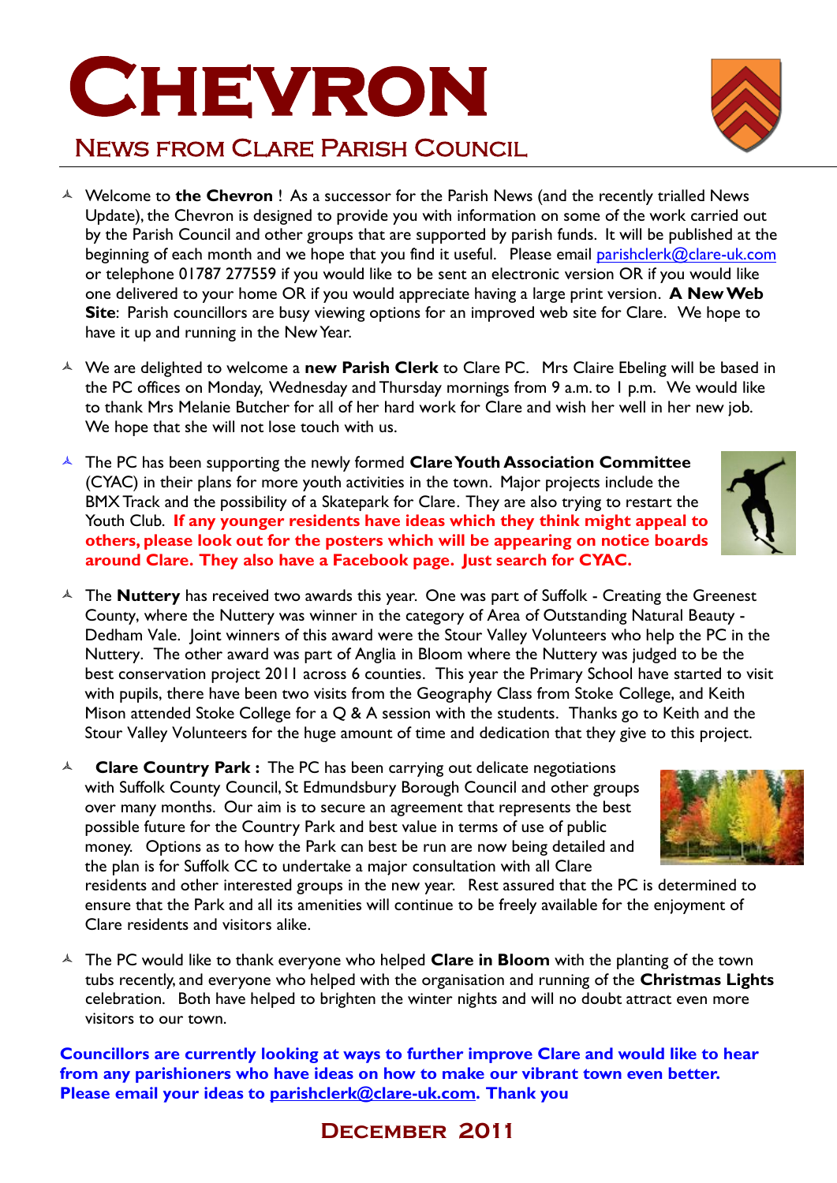# Chevron

## News from Clare Parish Council

- Welcome to **the Chevron** ! As a successor for the Parish News (and the recently trialled News Update), the Chevron is designed to provide you with information on some of the work carried out by the Parish Council and other groups that are supported by parish funds. It will be published at the beginning of each month and we hope that you find it useful. Please email parishclerk@clare-uk.com or telephone 01787 277559 if you would like to be sent an electronic version OR if you would like one delivered to your home OR if you would appreciate having a large print version. **A New Web Site**: Parish councillors are busy viewing options for an improved web site for Clare. We hope to have it up and running in the New Year.

- We are delighted to welcome a **new Parish Clerk** to Clare PC. Mrs Claire Ebeling will be based in the PC offices on Monday, Wednesday and Thursday mornings from 9 a.m. to 1 p.m. We would like to thank Mrs Melanie Butcher for all of her hard work for Clare and wish her well in her new job. We hope that she will not lose touch with us.

- The PC has been supporting the newly formed **Clare Youth Association Committee** (CYAC) in their plans for more youth activities in the town. Major projects include the BMX Track and the possibility of a Skatepark for Clare. They are also trying to restart the Youth Club. **If any younger residents have ideas which they think might appeal to others, please look out for the posters which will be appearing on notice boards around Clare. They also have a Facebook page. Just search for CYAC.**

- The **Nuttery** has received two awards this year. One was part of Suffolk - Creating the Greenest County, where the Nuttery was winner in the category of Area of Outstanding Natural Beauty - Dedham Vale. Joint winners of this award were the Stour Valley Volunteers who help the PC in the Nuttery. The other award was part of Anglia in Bloom where the Nuttery was judged to be the best conservation project 2011 across 6 counties. This year the Primary School have started to visit with pupils, there have been two visits from the Geography Class from Stoke College, and Keith Mison attended Stoke College for a Q & A session with the students. Thanks go to Keith and the Stour Valley Volunteers for the huge amount of time and dedication that they give to this project.

- **Clare Country Park :** The PC has been carrying out delicate negotiations with Suffolk County Council, St Edmundsbury Borough Council and other groups over many months. Our aim is to secure an agreement that represents the best possible future for the Country Park and best value in terms of use of public money. Options as to how the Park can best be run are now being detailed and the plan is for Suffolk CC to undertake a major consultation with all Clare residents and other interested groups in the new year. Rest assured that the PC is determined to ensure that the Park and all its amenities will continue to be freely available for the enjoyment of Clare residents and visitors alike.

- The PC would like to thank everyone who helped **Clare in Bloom** with the planting of the town tubs recently, and everyone who helped with the organisation and running of the **Christmas Lights** celebration. Both have helped to brighten the winter nights and will no doubt attract even more visitors to our town.

**Councillors are currently looking at ways to further improve Clare and would like to hear from any parishioners who have ideas on how to make our vibrant town even better. Please email your ideas to parishclerk@clare-uk.com. Thank you**

**December 2011**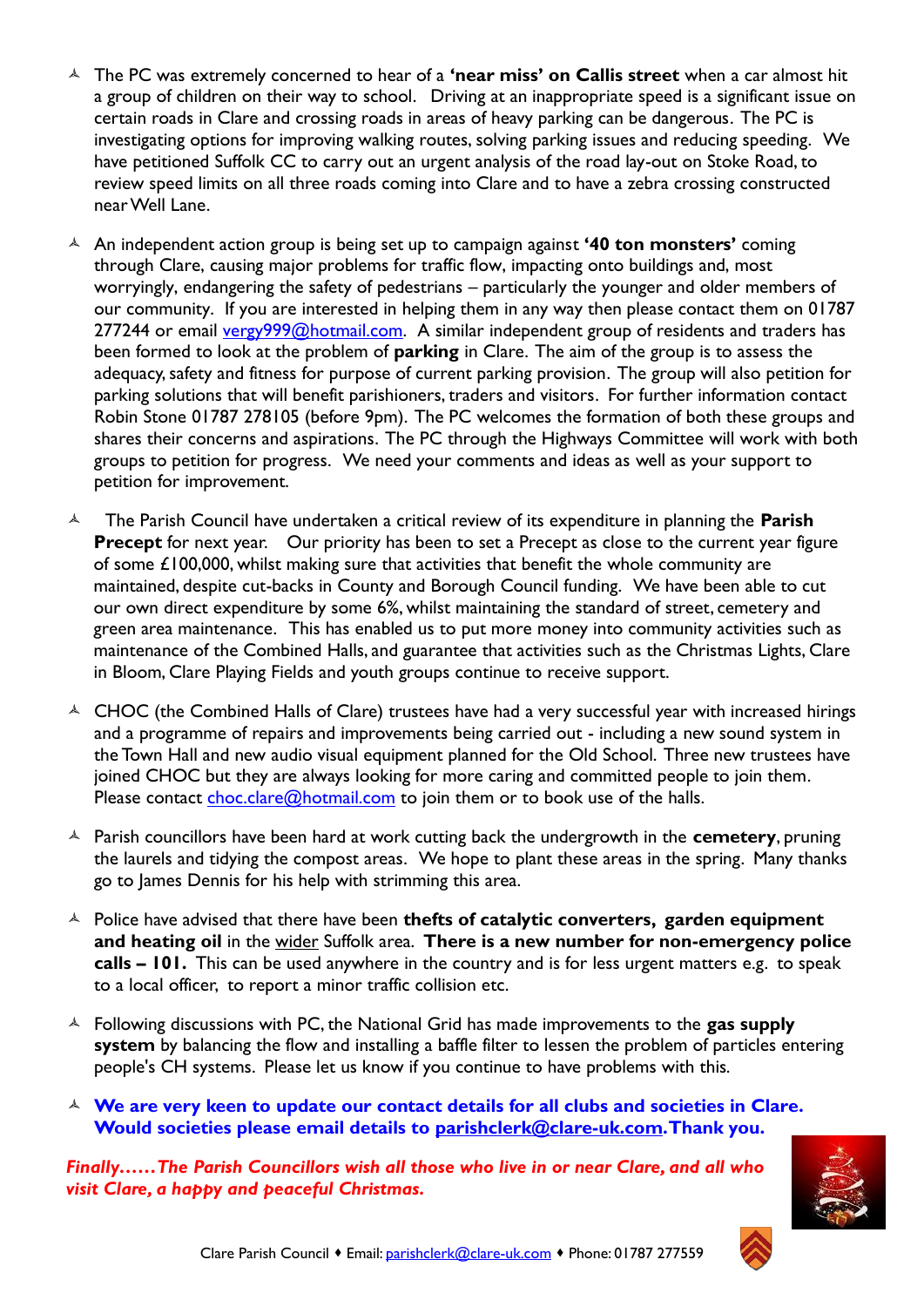- The PC was extremely concerned to hear of a **'near miss' on Callis street** when a car almost hit a group of children on their way to school. Driving at an inappropriate speed is a significant issue on certain roads in Clare and crossing roads in areas of heavy parking can be dangerous. The PC is investigating options for improving walking routes, solving parking issues and reducing speeding. We have petitioned Suffolk CC to carry out an urgent analysis of the road lay-out on Stoke Road, to review speed limits on all three roads coming into Clare and to have a zebra crossing constructed near Well Lane.

- An independent action group is being set up to campaign against **'40 ton monsters'** coming through Clare, causing major problems for traffic flow, impacting onto buildings and, most worryingly, endangering the safety of pedestrians – particularly the younger and older members of our community. If you are interested in helping them in any way then please contact them on 01787 277244 or email vergy999@hotmail.com. A similar independent group of residents and traders has been formed to look at the problem of **parking** in Clare. The aim of the group is to assess the adequacy, safety and fitness for purpose of current parking provision. The group will also petition for parking solutions that will benefit parishioners, traders and visitors. For further information contact Robin Stone 01787 278105 (before 9pm). The PC welcomes the formation of both these groups and shares their concerns and aspirations. The PC through the Highways Committee will work with both groups to petition for progress. We need your comments and ideas as well as your support to petition for improvement.

- The Parish Council have undertaken a critical review of its expenditure in planning the **Parish Precept** for next year. Our priority has been to set a Precept as close to the current year figure of some £100,000, whilst making sure that activities that benefit the whole community are maintained, despite cut-backs in County and Borough Council funding. We have been able to cut our own direct expenditure by some 6%, whilst maintaining the standard of street, cemetery and green area maintenance. This has enabled us to put more money into community activities such as maintenance of the Combined Halls, and guarantee that activities such as the Christmas Lights, Clare in Bloom, Clare Playing Fields and youth groups continue to receive support.

- CHOC (the Combined Halls of Clare) trustees have had a very successful year with increased hirings and a programme of repairs and improvements being carried out - including a new sound system in the Town Hall and new audio visual equipment planned for the Old School. Three new trustees have joined CHOC but they are always looking for more caring and committed people to join them. Please contact choc.clare@hotmail.com to join them or to book use of the halls.

- Parish councillors have been hard at work cutting back the undergrowth in the **cemetery**, pruning the laurels and tidying the compost areas. We hope to plant these areas in the spring. Many thanks go to James Dennis for his help with strimming this area.

- Police have advised that there have been **thefts of catalytic converters, garden equipment and heating oil** in the wider Suffolk area. **There is a new number for non-emergency police calls – 101.** This can be used anywhere in the country and is for less urgent matters e.g. to speak to a local officer, to report a minor traffic collision etc.

- Following discussions with PC, the National Grid has made improvements to the **gas supply system** by balancing the flow and installing a baffle filter to lessen the problem of particles entering people's CH systems. Please let us know if you continue to have problems with this.

- **We are very keen to update our contact details for all clubs and societies in Clare. Would societies please email details to parishclerk@clare-uk.com. Thank you.**

***Finally……The Parish Councillors wish all those who live in or near Clare, and all who visit Clare, a happy and peaceful Christmas.***

Clare Parish Council ♦ Email: parishclerk@clare-uk.com ♦ Phone: 01787 277559